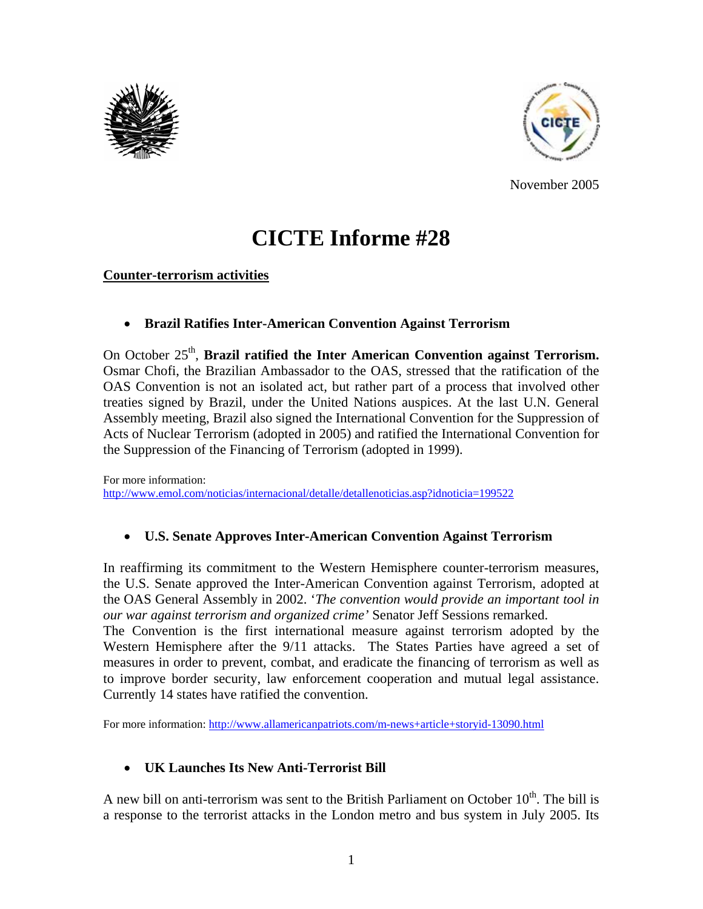November 2005

# CICTE Informe #28

## Counter-terrorism activities

- **Brazil Ratifies Inter-American Convention Against Terrorism**

On October 25th, **Brazil ratified the Inter American Convention against Terrorism.** Osmar Chofi, the Brazilian Ambassador to the OAS, stressed that the ratification of the OAS Convention is not an isolated act, but rather part of a process that involved other treaties signed by Brazil, under the United Nations auspices. At the last U.N. General Assembly meeting, Brazil also signed the International Convention for the Suppression of Acts of Nuclear Terrorism (adopted in 2005) and ratified the International Convention for the Suppression of the Financing of Terrorism (adopted in 1999).

For more information:
http://www.emol.com/noticias/internacional/detalle/detallenoticias.asp?idnoticia=199522

- **U.S. Senate Approves Inter-American Convention Against Terrorism**

In reaffirming its commitment to the Western Hemisphere counter-terrorism measures, the U.S. Senate approved the Inter-American Convention against Terrorism, adopted at the OAS General Assembly in 2002. '*The convention would provide an important tool in our war against terrorism and organized crime'* Senator Jeff Sessions remarked.
The Convention is the first international measure against terrorism adopted by the Western Hemisphere after the 9/11 attacks. The States Parties have agreed a set of measures in order to prevent, combat, and eradicate the financing of terrorism as well as to improve border security, law enforcement cooperation and mutual legal assistance. Currently 14 states have ratified the convention.

For more information: http://www.allamericanpatriots.com/m-news+article+storyid-13090.html

- **UK Launches Its New Anti-Terrorist Bill**

A new bill on anti-terrorism was sent to the British Parliament on October 10th. The bill is a response to the terrorist attacks in the London metro and bus system in July 2005. Its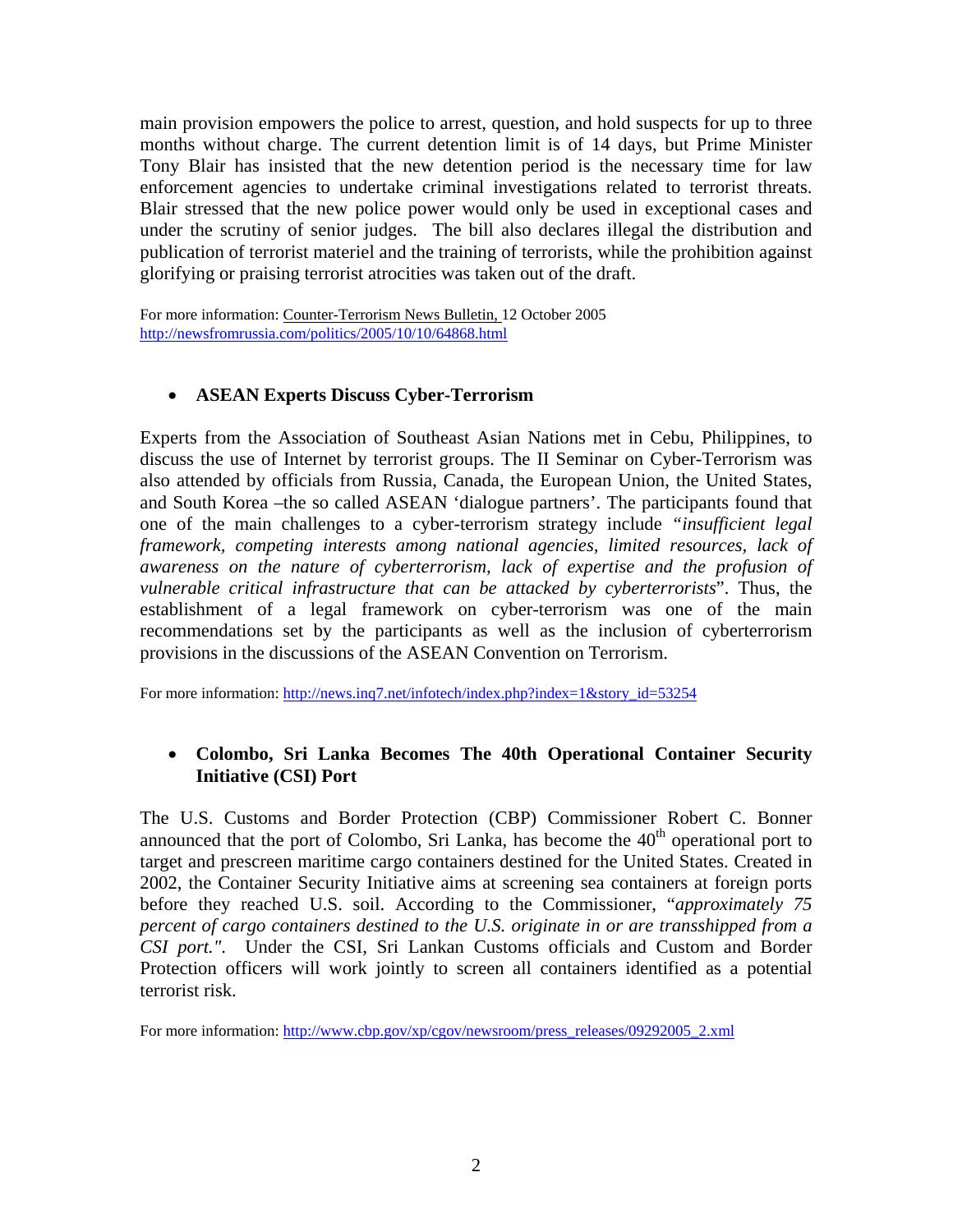main provision empowers the police to arrest, question, and hold suspects for up to three months without charge. The current detention limit is of 14 days, but Prime Minister Tony Blair has insisted that the new detention period is the necessary time for law enforcement agencies to undertake criminal investigations related to terrorist threats. Blair stressed that the new police power would only be used in exceptional cases and under the scrutiny of senior judges. The bill also declares illegal the distribution and publication of terrorist materiel and the training of terrorists, while the prohibition against glorifying or praising terrorist atrocities was taken out of the draft.

For more information: Counter-Terrorism News Bulletin, 12 October 2005 http://newsfromrussia.com/politics/2005/10/10/64868.html

- **ASEAN Experts Discuss Cyber-Terrorism**

Experts from the Association of Southeast Asian Nations met in Cebu, Philippines, to discuss the use of Internet by terrorist groups. The II Seminar on Cyber-Terrorism was also attended by officials from Russia, Canada, the European Union, the United States, and South Korea –the so called ASEAN 'dialogue partners'. The participants found that one of the main challenges to a cyber-terrorism strategy include "*insufficient legal framework, competing interests among national agencies, limited resources, lack of awareness on the nature of cyberterrorism, lack of expertise and the profusion of vulnerable critical infrastructure that can be attacked by cyberterrorists*". Thus, the establishment of a legal framework on cyber-terrorism was one of the main recommendations set by the participants as well as the inclusion of cyberterrorism provisions in the discussions of the ASEAN Convention on Terrorism.

For more information: http://news.inq7.net/infotech/index.php?index=1&story_id=53254

- **Colombo, Sri Lanka Becomes The 40th Operational Container Security Initiative (CSI) Port**

The U.S. Customs and Border Protection (CBP) Commissioner Robert C. Bonner announced that the port of Colombo, Sri Lanka, has become the 40th operational port to target and prescreen maritime cargo containers destined for the United States. Created in 2002, the Container Security Initiative aims at screening sea containers at foreign ports before they reached U.S. soil. According to the Commissioner, "*approximately 75 percent of cargo containers destined to the U.S. originate in or are transshipped from a CSI port."*. Under the CSI, Sri Lankan Customs officials and Custom and Border Protection officers will work jointly to screen all containers identified as a potential terrorist risk.

For more information: http://www.cbp.gov/xp/cgov/newsroom/press_releases/09292005_2.xml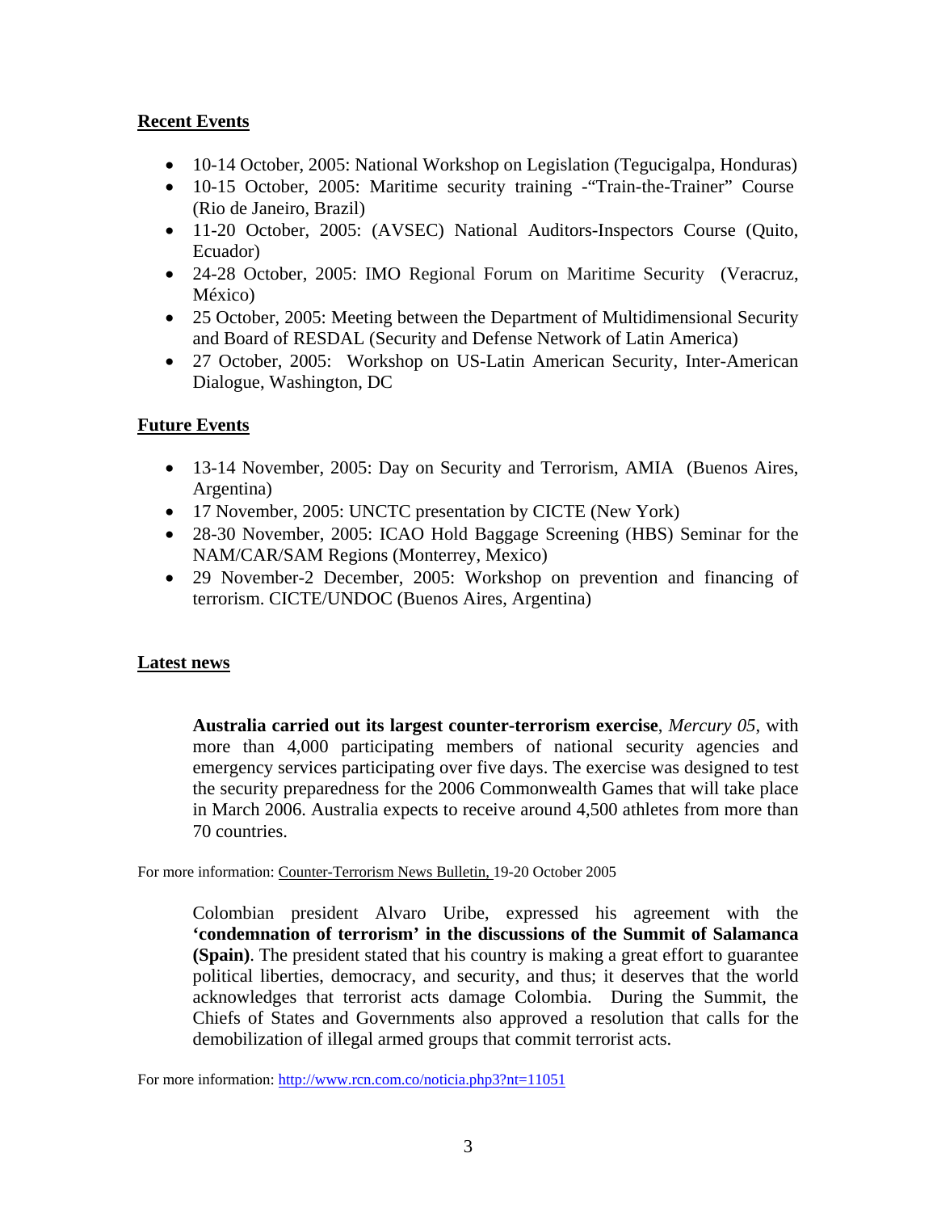## Recent Events

- 10-14 October, 2005: National Workshop on Legislation (Tegucigalpa, Honduras)
- 10-15 October, 2005: Maritime security training -"Train-the-Trainer" Course (Rio de Janeiro, Brazil)
- 11-20 October, 2005: (AVSEC) National Auditors-Inspectors Course (Quito, Ecuador)
- 24-28 October, 2005: IMO Regional Forum on Maritime Security (Veracruz, México)
- 25 October, 2005: Meeting between the Department of Multidimensional Security and Board of RESDAL (Security and Defense Network of Latin America)
- 27 October, 2005: Workshop on US-Latin American Security, Inter-American Dialogue, Washington, DC

## Future Events

- 13-14 November, 2005: Day on Security and Terrorism, AMIA (Buenos Aires, Argentina)
- 17 November, 2005: UNCTC presentation by CICTE (New York)
- 28-30 November, 2005: ICAO Hold Baggage Screening (HBS) Seminar for the NAM/CAR/SAM Regions (Monterrey, Mexico)
- 29 November-2 December, 2005: Workshop on prevention and financing of terrorism. CICTE/UNDOC (Buenos Aires, Argentina)

## Latest news

**Australia carried out its largest counter-terrorism exercise**, *Mercury 05*, with more than 4,000 participating members of national security agencies and emergency services participating over five days. The exercise was designed to test the security preparedness for the 2006 Commonwealth Games that will take place in March 2006. Australia expects to receive around 4,500 athletes from more than 70 countries.

For more information: Counter-Terrorism News Bulletin, 19-20 October 2005

Colombian president Alvaro Uribe, expressed his agreement with the **'condemnation of terrorism' in the discussions of the Summit of Salamanca (Spain)**. The president stated that his country is making a great effort to guarantee political liberties, democracy, and security, and thus; it deserves that the world acknowledges that terrorist acts damage Colombia. During the Summit, the Chiefs of States and Governments also approved a resolution that calls for the demobilization of illegal armed groups that commit terrorist acts.

For more information: http://www.rcn.com.co/noticia.php3?nt=11051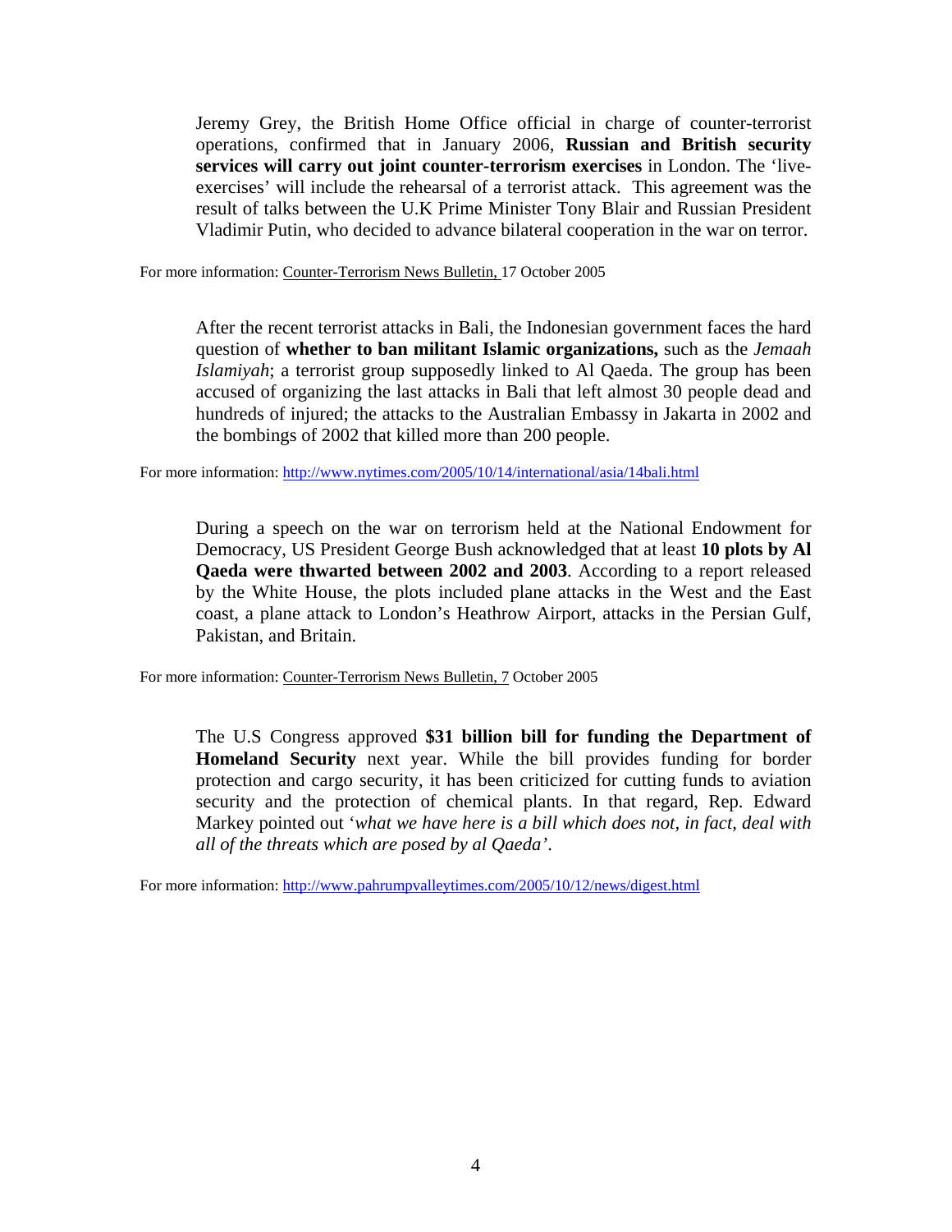Jeremy Grey, the British Home Office official in charge of counter-terrorist operations, confirmed that in January 2006, **Russian and British security services will carry out joint counter-terrorism exercises** in London. The 'live-exercises' will include the rehearsal of a terrorist attack. This agreement was the result of talks between the U.K Prime Minister Tony Blair and Russian President Vladimir Putin, who decided to advance bilateral cooperation in the war on terror.

For more information: Counter-Terrorism News Bulletin, 17 October 2005

After the recent terrorist attacks in Bali, the Indonesian government faces the hard question of **whether to ban militant Islamic organizations,** such as the *Jemaah Islamiyah*; a terrorist group supposedly linked to Al Qaeda. The group has been accused of organizing the last attacks in Bali that left almost 30 people dead and hundreds of injured; the attacks to the Australian Embassy in Jakarta in 2002 and the bombings of 2002 that killed more than 200 people.

For more information: http://www.nytimes.com/2005/10/14/international/asia/14bali.html

During a speech on the war on terrorism held at the National Endowment for Democracy, US President George Bush acknowledged that at least **10 plots by Al Qaeda were thwarted between 2002 and 2003**. According to a report released by the White House, the plots included plane attacks in the West and the East coast, a plane attack to London's Heathrow Airport, attacks in the Persian Gulf, Pakistan, and Britain.

For more information: Counter-Terrorism News Bulletin, 7 October 2005

The U.S Congress approved **$31 billion bill for funding the Department of Homeland Security** next year. While the bill provides funding for border protection and cargo security, it has been criticized for cutting funds to aviation security and the protection of chemical plants. In that regard, Rep. Edward Markey pointed out '*what we have here is a bill which does not, in fact, deal with all of the threats which are posed by al Qaeda*'.

For more information: http://www.pahrumpvalleytimes.com/2005/10/12/news/digest.html